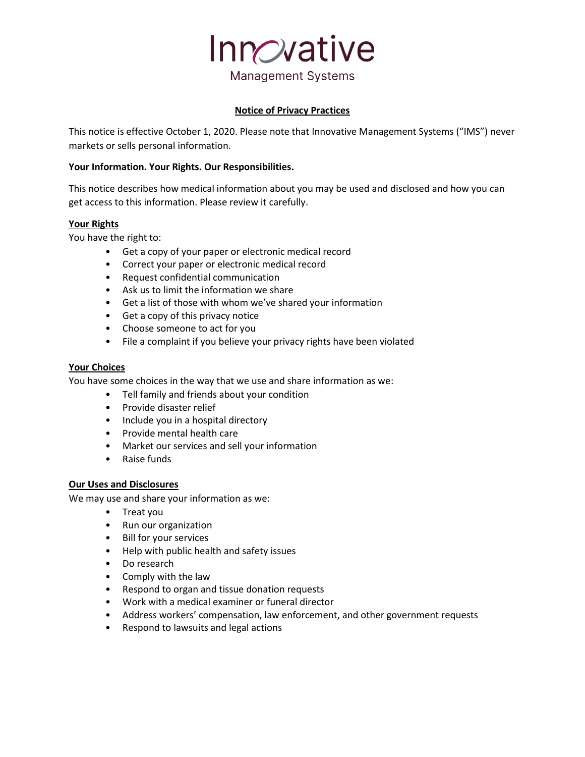# Innovative

Management Systems

## Notice of Privacy Practices

This notice is effective October 1, 2020. Please note that Innovative Management Systems ("IMS") never markets or sells personal information.

**Your Information. Your Rights. Our Responsibilities.**

This notice describes how medical information about you may be used and disclosed and how you can get access to this information. Please review it carefully.

### Your Rights

You have the right to:

- Get a copy of your paper or electronic medical record
- Correct your paper or electronic medical record
- Request confidential communication
- Ask us to limit the information we share
- Get a list of those with whom we've shared your information
- Get a copy of this privacy notice
- Choose someone to act for you
- File a complaint if you believe your privacy rights have been violated

### Your Choices

You have some choices in the way that we use and share information as we:

- Tell family and friends about your condition
- Provide disaster relief
- Include you in a hospital directory
- Provide mental health care
- Market our services and sell your information
- Raise funds

### Our Uses and Disclosures

We may use and share your information as we:

- Treat you
- Run our organization
- Bill for your services
- Help with public health and safety issues
- Do research
- Comply with the law
- Respond to organ and tissue donation requests
- Work with a medical examiner or funeral director
- Address workers' compensation, law enforcement, and other government requests
- Respond to lawsuits and legal actions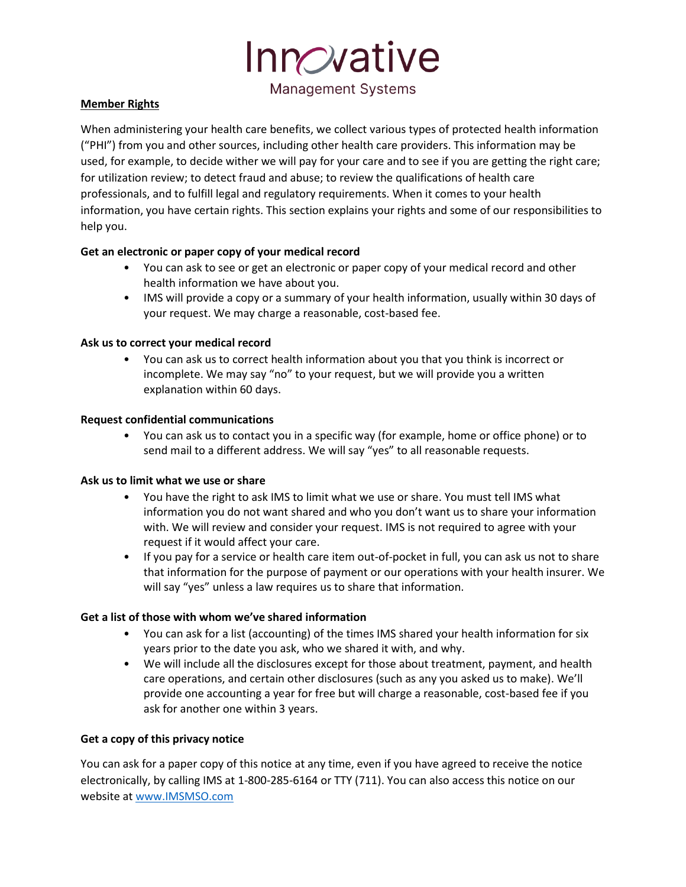## Member Rights

When administering your health care benefits, we collect various types of protected health information ("PHI") from you and other sources, including other health care providers. This information may be used, for example, to decide wither we will pay for your care and to see if you are getting the right care; for utilization review; to detect fraud and abuse; to review the qualifications of health care professionals, and to fulfill legal and regulatory requirements. When it comes to your health information, you have certain rights. This section explains your rights and some of our responsibilities to help you.

**Get an electronic or paper copy of your medical record**

- You can ask to see or get an electronic or paper copy of your medical record and other health information we have about you.
- IMS will provide a copy or a summary of your health information, usually within 30 days of your request. We may charge a reasonable, cost-based fee.

**Ask us to correct your medical record**

- You can ask us to correct health information about you that you think is incorrect or incomplete. We may say "no" to your request, but we will provide you a written explanation within 60 days.

**Request confidential communications**

- You can ask us to contact you in a specific way (for example, home or office phone) or to send mail to a different address. We will say "yes" to all reasonable requests.

**Ask us to limit what we use or share**

- You have the right to ask IMS to limit what we use or share. You must tell IMS what information you do not want shared and who you don't want us to share your information with. We will review and consider your request. IMS is not required to agree with your request if it would affect your care.
- If you pay for a service or health care item out-of-pocket in full, you can ask us not to share that information for the purpose of payment or our operations with your health insurer. We will say "yes" unless a law requires us to share that information.

**Get a list of those with whom we've shared information**

- You can ask for a list (accounting) of the times IMS shared your health information for six years prior to the date you ask, who we shared it with, and why.
- We will include all the disclosures except for those about treatment, payment, and health care operations, and certain other disclosures (such as any you asked us to make). We'll provide one accounting a year for free but will charge a reasonable, cost-based fee if you ask for another one within 3 years.

**Get a copy of this privacy notice**

You can ask for a paper copy of this notice at any time, even if you have agreed to receive the notice electronically, by calling IMS at 1-800-285-6164 or TTY (711). You can also access this notice on our website at www.IMSMSO.com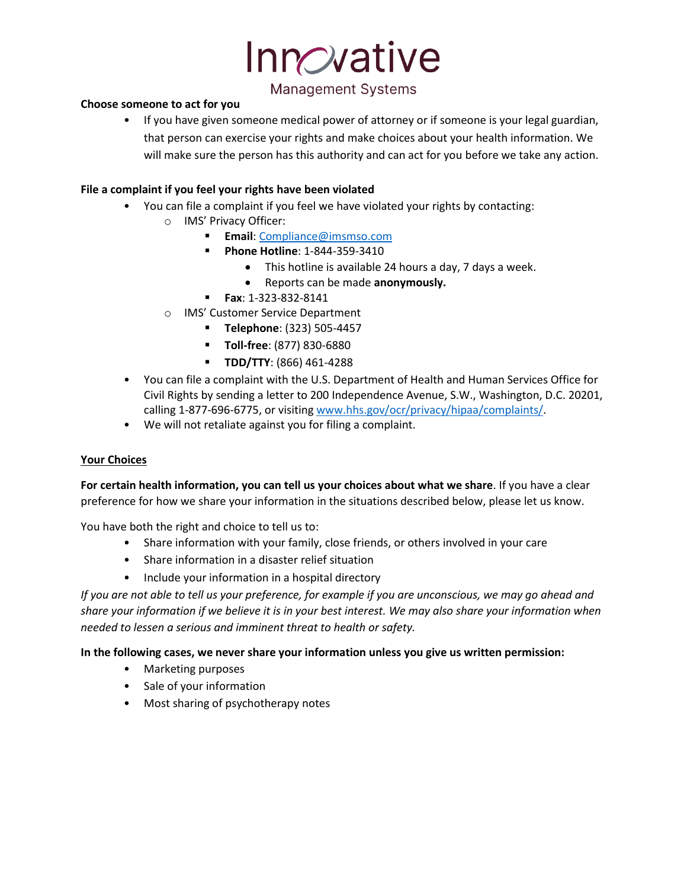**Choose someone to act for you**

- If you have given someone medical power of attorney or if someone is your legal guardian, that person can exercise your rights and make choices about your health information. We will make sure the person has this authority and can act for you before we take any action.

**File a complaint if you feel your rights have been violated**

- You can file a complaint if you feel we have violated your rights by contacting:
  - IMS' Privacy Officer:
    - **Email**: Compliance@imsmso.com
    - **Phone Hotline**: 1-844-359-3410
      - This hotline is available 24 hours a day, 7 days a week.
      - Reports can be made **anonymously.**
    - **Fax**: 1-323-832-8141
  - IMS' Customer Service Department
    - **Telephone**: (323) 505-4457
    - **Toll-free**: (877) 830-6880
    - **TDD/TTY**: (866) 461-4288
- You can file a complaint with the U.S. Department of Health and Human Services Office for Civil Rights by sending a letter to 200 Independence Avenue, S.W., Washington, D.C. 20201, calling 1-877-696-6775, or visiting www.hhs.gov/ocr/privacy/hipaa/complaints/.
- We will not retaliate against you for filing a complaint.

## Your Choices

**For certain health information, you can tell us your choices about what we share**. If you have a clear preference for how we share your information in the situations described below, please let us know.

You have both the right and choice to tell us to:

- Share information with your family, close friends, or others involved in your care
- Share information in a disaster relief situation
- Include your information in a hospital directory

*If you are not able to tell us your preference, for example if you are unconscious, we may go ahead and share your information if we believe it is in your best interest. We may also share your information when needed to lessen a serious and imminent threat to health or safety.*

**In the following cases, we never share your information unless you give us written permission:**

- Marketing purposes
- Sale of your information
- Most sharing of psychotherapy notes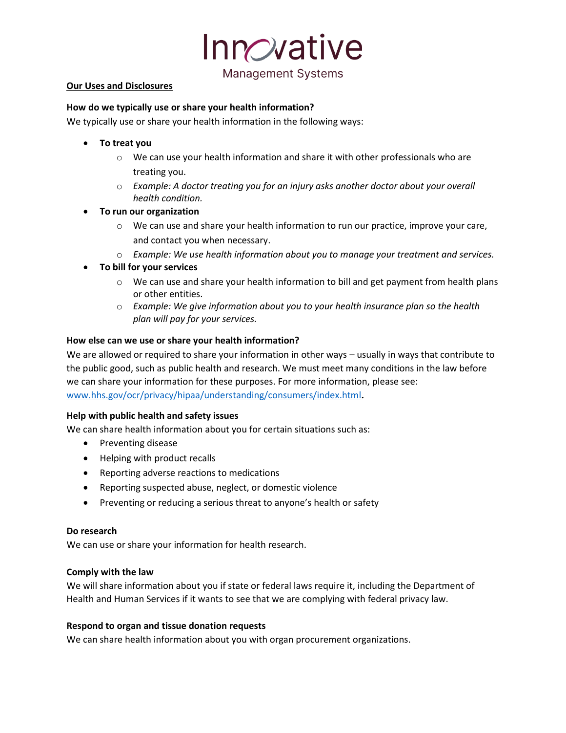**Our Uses and Disclosures**

**How do we typically use or share your health information?**

We typically use or share your health information in the following ways:

- **To treat you**
  - We can use your health information and share it with other professionals who are treating you.
  - *Example: A doctor treating you for an injury asks another doctor about your overall health condition.*
- **To run our organization**
  - We can use and share your health information to run our practice, improve your care, and contact you when necessary.
  - *Example: We use health information about you to manage your treatment and services.*
- **To bill for your services**
  - We can use and share your health information to bill and get payment from health plans or other entities.
  - *Example: We give information about you to your health insurance plan so the health plan will pay for your services.*

**How else can we use or share your health information?**

We are allowed or required to share your information in other ways – usually in ways that contribute to the public good, such as public health and research. We must meet many conditions in the law before we can share your information for these purposes. For more information, please see: www.hhs.gov/ocr/privacy/hipaa/understanding/consumers/index.html**.**

**Help with public health and safety issues**

We can share health information about you for certain situations such as:

- Preventing disease
- Helping with product recalls
- Reporting adverse reactions to medications
- Reporting suspected abuse, neglect, or domestic violence
- Preventing or reducing a serious threat to anyone's health or safety

**Do research**

We can use or share your information for health research.

**Comply with the law**

We will share information about you if state or federal laws require it, including the Department of Health and Human Services if it wants to see that we are complying with federal privacy law.

**Respond to organ and tissue donation requests**

We can share health information about you with organ procurement organizations.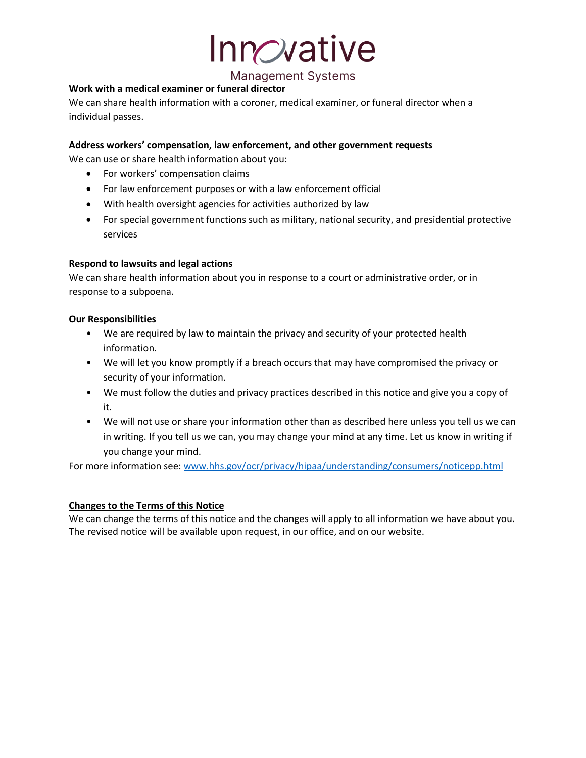**Work with a medical examiner or funeral director**

We can share health information with a coroner, medical examiner, or funeral director when a individual passes.

**Address workers' compensation, law enforcement, and other government requests**

We can use or share health information about you:

- For workers' compensation claims
- For law enforcement purposes or with a law enforcement official
- With health oversight agencies for activities authorized by law
- For special government functions such as military, national security, and presidential protective services

**Respond to lawsuits and legal actions**

We can share health information about you in response to a court or administrative order, or in response to a subpoena.

**Our Responsibilities**

- We are required by law to maintain the privacy and security of your protected health information.
- We will let you know promptly if a breach occurs that may have compromised the privacy or security of your information.
- We must follow the duties and privacy practices described in this notice and give you a copy of it.
- We will not use or share your information other than as described here unless you tell us we can in writing. If you tell us we can, you may change your mind at any time. Let us know in writing if you change your mind.

For more information see: [www.hhs.gov/ocr/privacy/hipaa/understanding/consumers/noticepp.html](www.hhs.gov/ocr/privacy/hipaa/understanding/consumers/noticepp.html)

**Changes to the Terms of this Notice**

We can change the terms of this notice and the changes will apply to all information we have about you. The revised notice will be available upon request, in our office, and on our website.